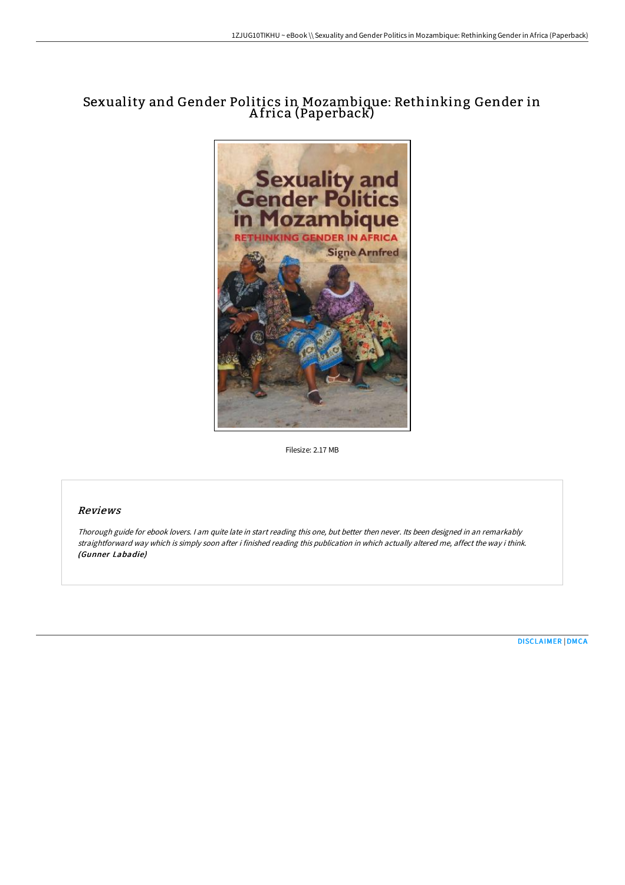# Sexuality and Gender Politics in Mozambique: Rethinking Gender in Africa (Paperback)

Filesize: 2.17 MB

## *Reviews*

*Thorough guide for ebook lovers. I am quite late in start reading this one, but better then never. Its been designed in an remarkably straightforward way which is simply soon after i finished reading this publication in which actually altered me, affect the way i think.* ***(Gunner Labadie)***

DISCLAIMER | DMCA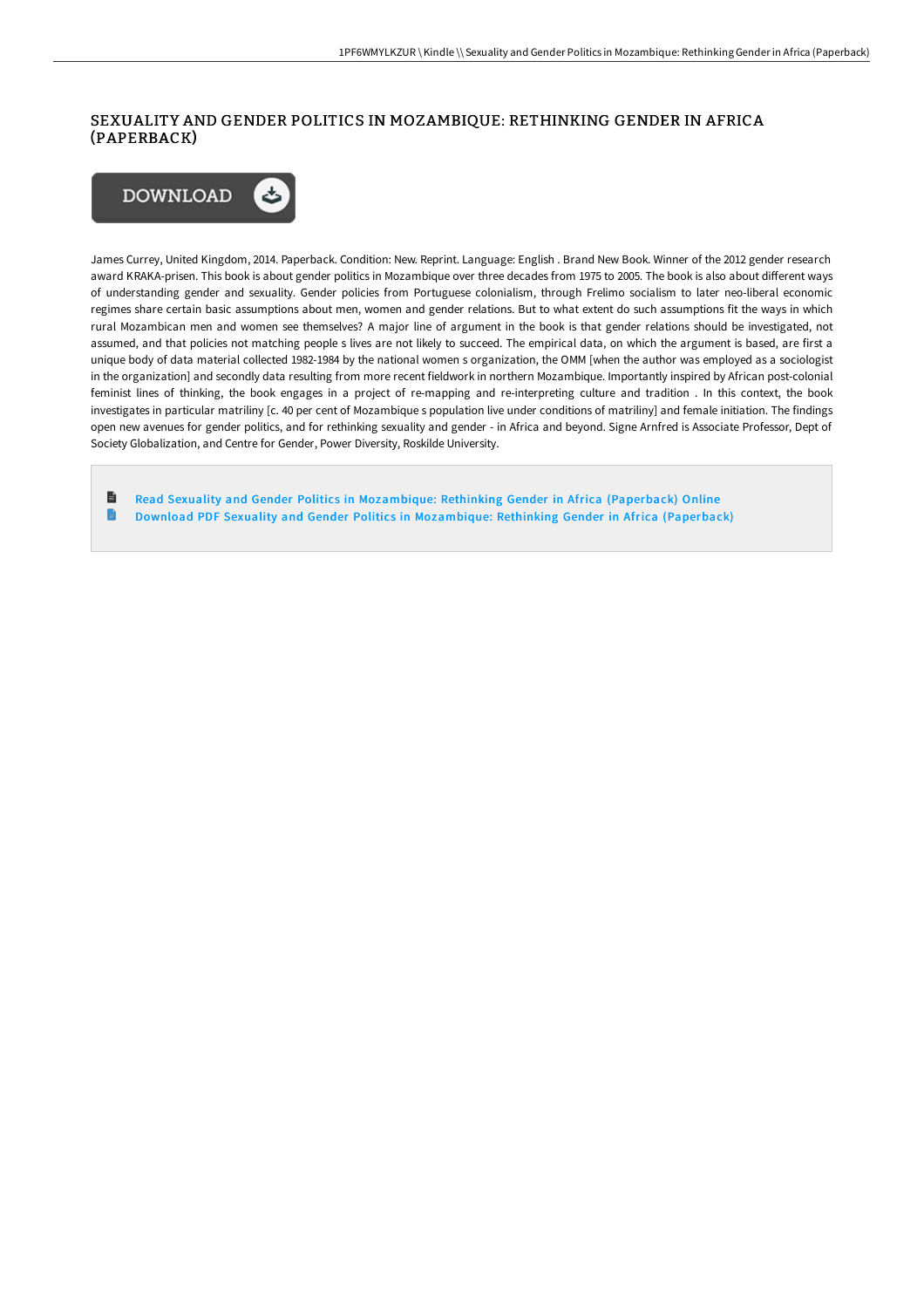# SEXUALITY AND GENDER POLITICS IN MOZAMBIQUE: RETHINKING GENDER IN AFRICA (PAPERBACK)

DOWNLOAD

James Currey, United Kingdom, 2014. Paperback. Condition: New. Reprint. Language: English . Brand New Book. Winner of the 2012 gender research award KRAKA-prisen. This book is about gender politics in Mozambique over three decades from 1975 to 2005. The book is also about different ways of understanding gender and sexuality. Gender policies from Portuguese colonialism, through Frelimo socialism to later neo-liberal economic regimes share certain basic assumptions about men, women and gender relations. But to what extent do such assumptions fit the ways in which rural Mozambican men and women see themselves? A major line of argument in the book is that gender relations should be investigated, not assumed, and that policies not matching people s lives are not likely to succeed. The empirical data, on which the argument is based, are first a unique body of data material collected 1982-1984 by the national women s organization, the OMM [when the author was employed as a sociologist in the organization] and secondly data resulting from more recent fieldwork in northern Mozambique. Importantly inspired by African post-colonial feminist lines of thinking, the book engages in a project of re-mapping and re-interpreting culture and tradition . In this context, the book investigates in particular matriliny [c. 40 per cent of Mozambique s population live under conditions of matriliny] and female initiation. The findings open new avenues for gender politics, and for rethinking sexuality and gender - in Africa and beyond. Signe Arnfred is Associate Professor, Dept of Society Globalization, and Centre for Gender, Power Diversity, Roskilde University.

- Read Sexuality and Gender Politics in Mozambique: Rethinking Gender in Africa (Paperback) Online
- Download PDF Sexuality and Gender Politics in Mozambique: Rethinking Gender in Africa (Paperback)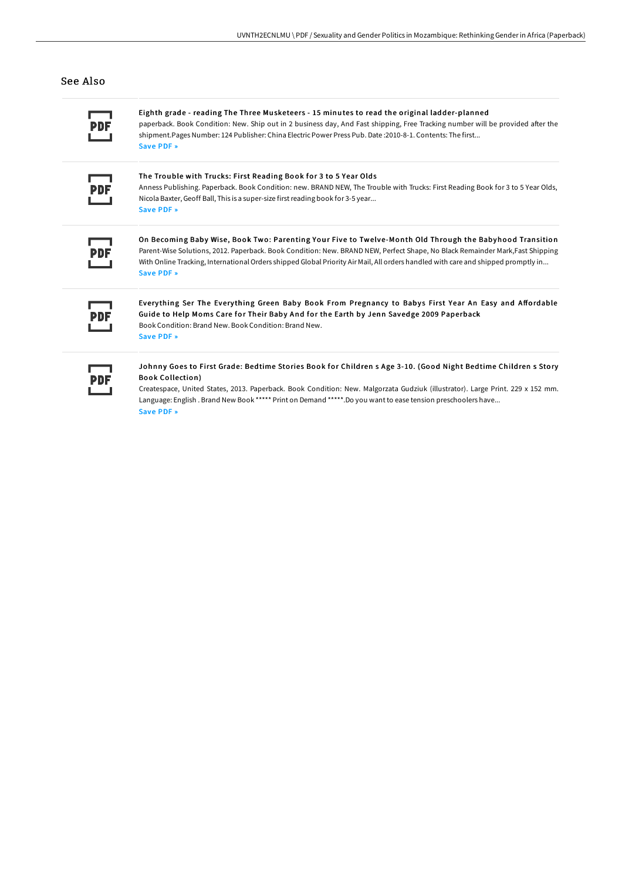## See Also

**Eighth grade - reading The Three Musketeers - 15 minutes to read the original ladder-planned**

paperback. Book Condition: New. Ship out in 2 business day, And Fast shipping, Free Tracking number will be provided after the shipment.Pages Number: 124 Publisher: China Electric Power Press Pub. Date :2010-8-1. Contents: The first...

Save PDF »

**The Trouble with Trucks: First Reading Book for 3 to 5 Year Olds**

Anness Publishing. Paperback. Book Condition: new. BRAND NEW, The Trouble with Trucks: First Reading Book for 3 to 5 Year Olds, Nicola Baxter, Geoff Ball, This is a super-size first reading book for 3-5 year...

Save PDF »

**On Becoming Baby Wise, Book Two: Parenting Your Five to Twelve-Month Old Through the Babyhood Transition**

Parent-Wise Solutions, 2012. Paperback. Book Condition: New. BRAND NEW, Perfect Shape, No Black Remainder Mark,Fast Shipping With Online Tracking, International Orders shipped Global Priority Air Mail, All orders handled with care and shipped promptly in...

Save PDF »

**Everything Ser The Everything Green Baby Book From Pregnancy to Babys First Year An Easy and Affordable Guide to Help Moms Care for Their Baby And for the Earth by Jenn Savedge 2009 Paperback**

Book Condition: Brand New. Book Condition: Brand New.

Save PDF »

**Johnny Goes to First Grade: Bedtime Stories Book for Children s Age 3-10. (Good Night Bedtime Children s Story Book Collection)**

Createspace, United States, 2013. Paperback. Book Condition: New. Malgorzata Gudziuk (illustrator). Large Print. 229 x 152 mm. Language: English . Brand New Book ***** Print on Demand *****.Do you want to ease tension preschoolers have...

Save PDF »